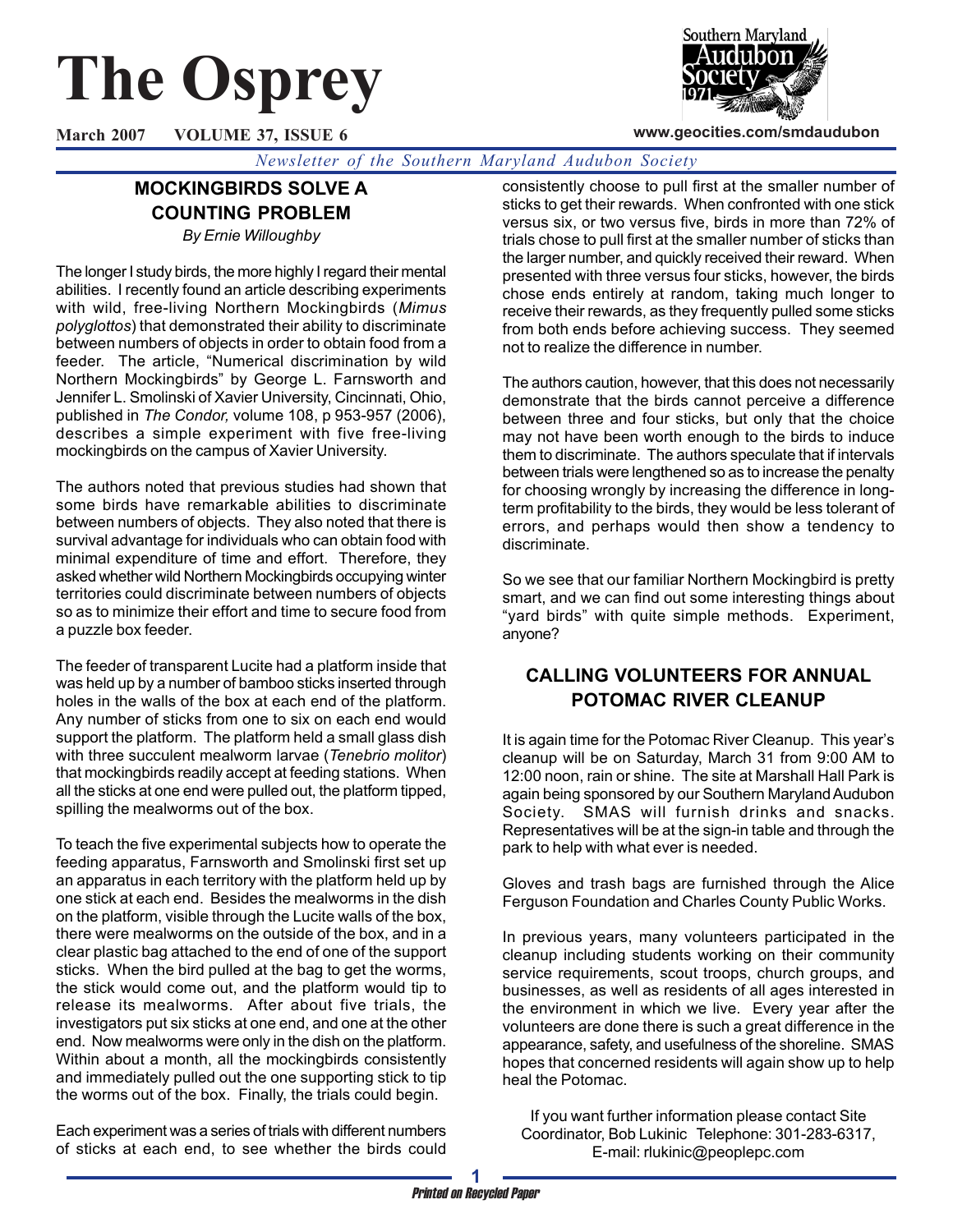# The Osprey

**March 2007 VOLUME 37, ISSUE 6**

www.geocities.com/smdaudubon

*Newsletter of the Southern Maryland Audubon Society*

## MOCKINGBIRDS SOLVE A COUNTING PROBLEM

*By Ernie Willoughby*

The longer I study birds, the more highly I regard their mental abilities. I recently found an article describing experiments with wild, free-living Northern Mockingbirds (*Mimus polyglottos*) that demonstrated their ability to discriminate between numbers of objects in order to obtain food from a feeder. The article, "Numerical discrimination by wild Northern Mockingbirds" by George L. Farnsworth and Jennifer L. Smolinski of Xavier University, Cincinnati, Ohio, published in *The Condor,* volume 108, p 953-957 (2006), describes a simple experiment with five free-living mockingbirds on the campus of Xavier University.

The authors noted that previous studies had shown that some birds have remarkable abilities to discriminate between numbers of objects. They also noted that there is survival advantage for individuals who can obtain food with minimal expenditure of time and effort. Therefore, they asked whether wild Northern Mockingbirds occupying winter territories could discriminate between numbers of objects so as to minimize their effort and time to secure food from a puzzle box feeder.

The feeder of transparent Lucite had a platform inside that was held up by a number of bamboo sticks inserted through holes in the walls of the box at each end of the platform. Any number of sticks from one to six on each end would support the platform. The platform held a small glass dish with three succulent mealworm larvae (*Tenebrio molitor*) that mockingbirds readily accept at feeding stations. When all the sticks at one end were pulled out, the platform tipped, spilling the mealworms out of the box.

To teach the five experimental subjects how to operate the feeding apparatus, Farnsworth and Smolinski first set up an apparatus in each territory with the platform held up by one stick at each end. Besides the mealworms in the dish on the platform, visible through the Lucite walls of the box, there were mealworms on the outside of the box, and in a clear plastic bag attached to the end of one of the support sticks. When the bird pulled at the bag to get the worms, the stick would come out, and the platform would tip to release its mealworms. After about five trials, the investigators put six sticks at one end, and one at the other end. Now mealworms were only in the dish on the platform. Within about a month, all the mockingbirds consistently and immediately pulled out the one supporting stick to tip the worms out of the box. Finally, the trials could begin.

Each experiment was a series of trials with different numbers of sticks at each end, to see whether the birds could consistently choose to pull first at the smaller number of sticks to get their rewards. When confronted with one stick versus six, or two versus five, birds in more than 72% of trials chose to pull first at the smaller number of sticks than the larger number, and quickly received their reward. When presented with three versus four sticks, however, the birds chose ends entirely at random, taking much longer to receive their rewards, as they frequently pulled some sticks from both ends before achieving success. They seemed not to realize the difference in number.

The authors caution, however, that this does not necessarily demonstrate that the birds cannot perceive a difference between three and four sticks, but only that the choice may not have been worth enough to the birds to induce them to discriminate. The authors speculate that if intervals between trials were lengthened so as to increase the penalty for choosing wrongly by increasing the difference in long-term profitability to the birds, they would be less tolerant of errors, and perhaps would then show a tendency to discriminate.

So we see that our familiar Northern Mockingbird is pretty smart, and we can find out some interesting things about "yard birds" with quite simple methods. Experiment, anyone?

## CALLING VOLUNTEERS FOR ANNUAL POTOMAC RIVER CLEANUP

It is again time for the Potomac River Cleanup. This year's cleanup will be on Saturday, March 31 from 9:00 AM to 12:00 noon, rain or shine. The site at Marshall Hall Park is again being sponsored by our Southern Maryland Audubon Society. SMAS will furnish drinks and snacks. Representatives will be at the sign-in table and through the park to help with what ever is needed.

Gloves and trash bags are furnished through the Alice Ferguson Foundation and Charles County Public Works.

In previous years, many volunteers participated in the cleanup including students working on their community service requirements, scout troops, church groups, and businesses, as well as residents of all ages interested in the environment in which we live. Every year after the volunteers are done there is such a great difference in the appearance, safety, and usefulness of the shoreline. SMAS hopes that concerned residents will again show up to help heal the Potomac.

If you want further information please contact Site Coordinator, Bob Lukinic Telephone: 301-283-6317, E-mail: rlukinic@peoplepc.com

*Printed on Recycled Paper*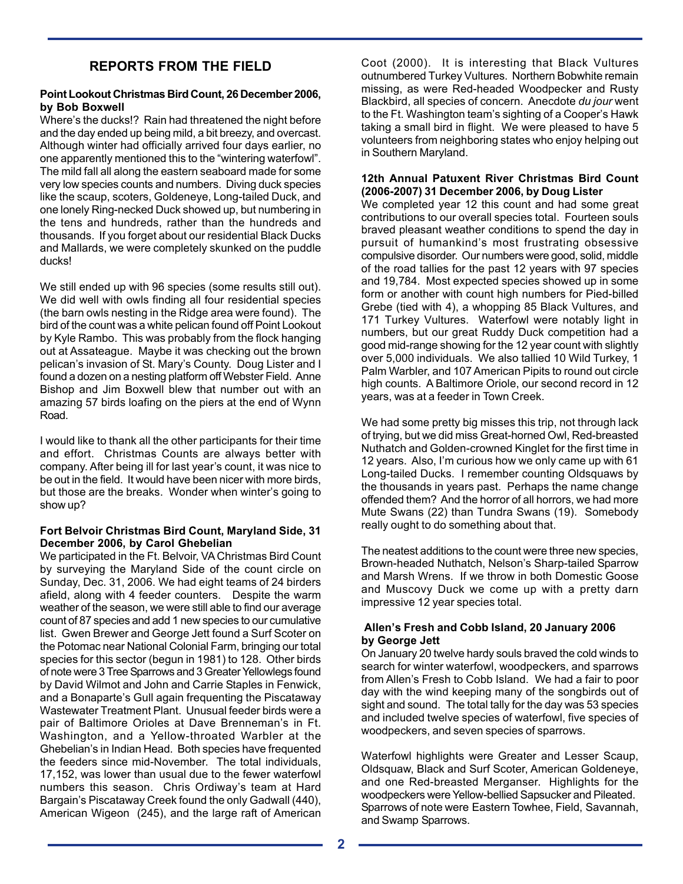## REPORTS FROM THE FIELD

### Point Lookout Christmas Bird Count, 26 December 2006, by Bob Boxwell

Where's the ducks!? Rain had threatened the night before and the day ended up being mild, a bit breezy, and overcast. Although winter had officially arrived four days earlier, no one apparently mentioned this to the "wintering waterfowl". The mild fall all along the eastern seaboard made for some very low species counts and numbers. Diving duck species like the scaup, scoters, Goldeneye, Long-tailed Duck, and one lonely Ring-necked Duck showed up, but numbering in the tens and hundreds, rather than the hundreds and thousands. If you forget about our residential Black Ducks and Mallards, we were completely skunked on the puddle ducks!

We still ended up with 96 species (some results still out). We did well with owls finding all four residential species (the barn owls nesting in the Ridge area were found). The bird of the count was a white pelican found off Point Lookout by Kyle Rambo. This was probably from the flock hanging out at Assateague. Maybe it was checking out the brown pelican's invasion of St. Mary's County. Doug Lister and I found a dozen on a nesting platform off Webster Field. Anne Bishop and Jim Boxwell blew that number out with an amazing 57 birds loafing on the piers at the end of Wynn Road.

I would like to thank all the other participants for their time and effort. Christmas Counts are always better with company. After being ill for last year's count, it was nice to be out in the field. It would have been nicer with more birds, but those are the breaks. Wonder when winter's going to show up?

### Fort Belvoir Christmas Bird Count, Maryland Side, 31 December 2006, by Carol Ghebelian

We participated in the Ft. Belvoir, VA Christmas Bird Count by surveying the Maryland Side of the count circle on Sunday, Dec. 31, 2006. We had eight teams of 24 birders afield, along with 4 feeder counters. Despite the warm weather of the season, we were still able to find our average count of 87 species and add 1 new species to our cumulative list. Gwen Brewer and George Jett found a Surf Scoter on the Potomac near National Colonial Farm, bringing our total species for this sector (begun in 1981) to 128. Other birds of note were 3 Tree Sparrows and 3 Greater Yellowlegs found by David Wilmot and John and Carrie Staples in Fenwick, and a Bonaparte's Gull again frequenting the Piscataway Wastewater Treatment Plant. Unusual feeder birds were a pair of Baltimore Orioles at Dave Brenneman's in Ft. Washington, and a Yellow-throated Warbler at the Ghebelian's in Indian Head. Both species have frequented the feeders since mid-November. The total individuals, 17,152, was lower than usual due to the fewer waterfowl numbers this season. Chris Ordiway's team at Hard Bargain's Piscataway Creek found the only Gadwall (440), American Wigeon (245), and the large raft of American Coot (2000). It is interesting that Black Vultures outnumbered Turkey Vultures. Northern Bobwhite remain missing, as were Red-headed Woodpecker and Rusty Blackbird, all species of concern. Anecdote *du jour* went to the Ft. Washington team's sighting of a Cooper's Hawk taking a small bird in flight. We were pleased to have 5 volunteers from neighboring states who enjoy helping out in Southern Maryland.

### 12th Annual Patuxent River Christmas Bird Count (2006-2007) 31 December 2006, by Doug Lister

We completed year 12 this count and had some great contributions to our overall species total. Fourteen souls braved pleasant weather conditions to spend the day in pursuit of humankind's most frustrating obsessive compulsive disorder. Our numbers were good, solid, middle of the road tallies for the past 12 years with 97 species and 19,784. Most expected species showed up in some form or another with count high numbers for Pied-billed Grebe (tied with 4), a whopping 85 Black Vultures, and 171 Turkey Vultures. Waterfowl were notably light in numbers, but our great Ruddy Duck competition had a good mid-range showing for the 12 year count with slightly over 5,000 individuals. We also tallied 10 Wild Turkey, 1 Palm Warbler, and 107 American Pipits to round out circle high counts. A Baltimore Oriole, our second record in 12 years, was at a feeder in Town Creek.

We had some pretty big misses this trip, not through lack of trying, but we did miss Great-horned Owl, Red-breasted Nuthatch and Golden-crowned Kinglet for the first time in 12 years. Also, I'm curious how we only came up with 61 Long-tailed Ducks. I remember counting Oldsquaws by the thousands in years past. Perhaps the name change offended them? And the horror of all horrors, we had more Mute Swans (22) than Tundra Swans (19). Somebody really ought to do something about that.

The neatest additions to the count were three new species, Brown-headed Nuthatch, Nelson's Sharp-tailed Sparrow and Marsh Wrens. If we throw in both Domestic Goose and Muscovy Duck we come up with a pretty darn impressive 12 year species total.

### Allen's Fresh and Cobb Island, 20 January 2006 by George Jett

On January 20 twelve hardy souls braved the cold winds to search for winter waterfowl, woodpeckers, and sparrows from Allen's Fresh to Cobb Island. We had a fair to poor day with the wind keeping many of the songbirds out of sight and sound. The total tally for the day was 53 species and included twelve species of waterfowl, five species of woodpeckers, and seven species of sparrows.

Waterfowl highlights were Greater and Lesser Scaup, Oldsquaw, Black and Surf Scoter, American Goldeneye, and one Red-breasted Merganser. Highlights for the woodpeckers were Yellow-bellied Sapsucker and Pileated. Sparrows of note were Eastern Towhee, Field, Savannah, and Swamp Sparrows.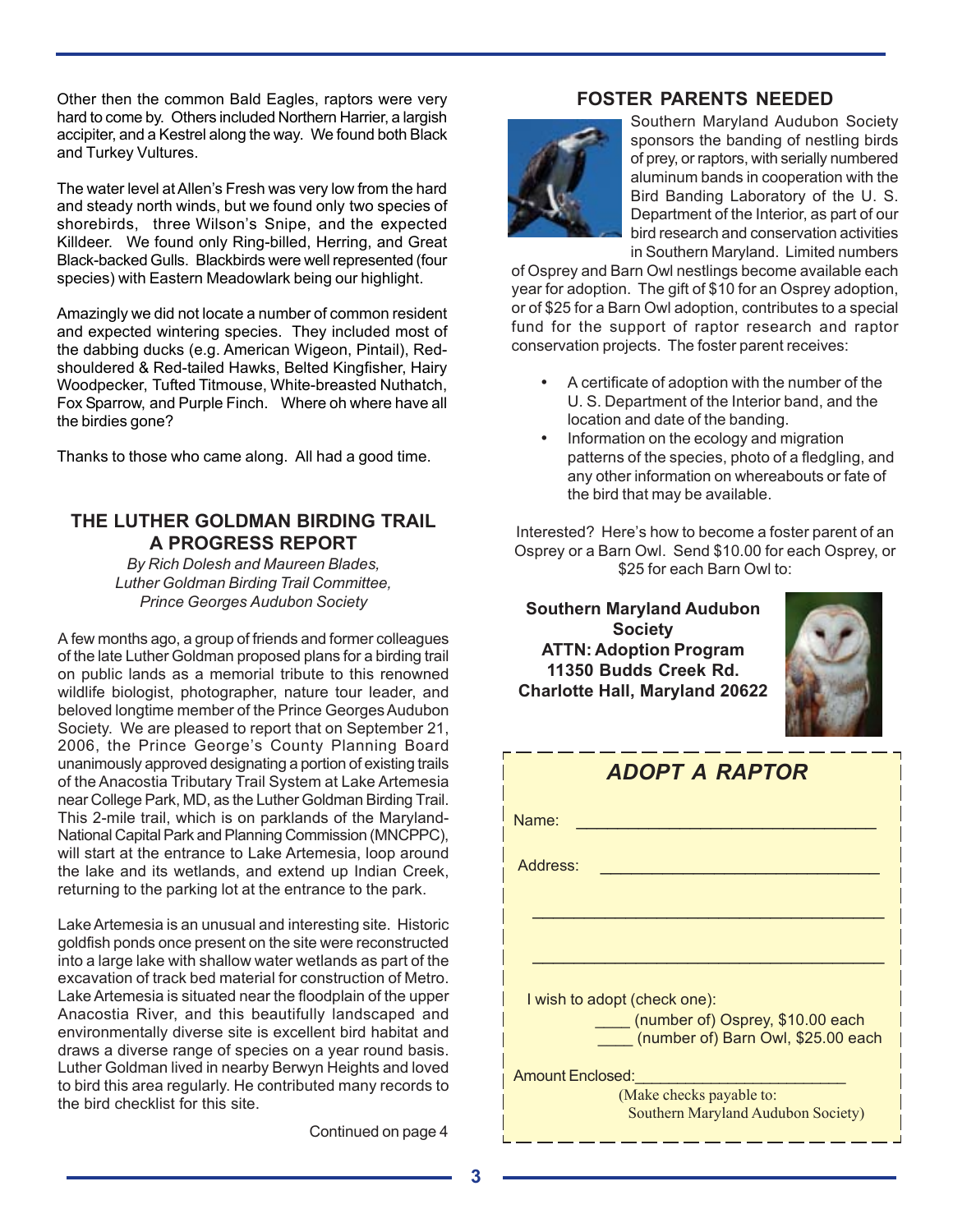Other then the common Bald Eagles, raptors were very hard to come by. Others included Northern Harrier, a largish accipiter, and a Kestrel along the way. We found both Black and Turkey Vultures.

The water level at Allen's Fresh was very low from the hard and steady north winds, but we found only two species of shorebirds, three Wilson's Snipe, and the expected Killdeer. We found only Ring-billed, Herring, and Great Black-backed Gulls. Blackbirds were well represented (four species) with Eastern Meadowlark being our highlight.

Amazingly we did not locate a number of common resident and expected wintering species. They included most of the dabbing ducks (e.g. American Wigeon, Pintail), Red-shouldered & Red-tailed Hawks, Belted Kingfisher, Hairy Woodpecker, Tufted Titmouse, White-breasted Nuthatch, Fox Sparrow, and Purple Finch. Where oh where have all the birdies gone?

Thanks to those who came along. All had a good time.

## THE LUTHER GOLDMAN BIRDING TRAIL A PROGRESS REPORT

*By Rich Dolesh and Maureen Blades,*
*Luther Goldman Birding Trail Committee,*
*Prince Georges Audubon Society*

A few months ago, a group of friends and former colleagues of the late Luther Goldman proposed plans for a birding trail on public lands as a memorial tribute to this renowned wildlife biologist, photographer, nature tour leader, and beloved longtime member of the Prince Georges Audubon Society. We are pleased to report that on September 21, 2006, the Prince George's County Planning Board unanimously approved designating a portion of existing trails of the Anacostia Tributary Trail System at Lake Artemesia near College Park, MD, as the Luther Goldman Birding Trail. This 2-mile trail, which is on parklands of the Maryland-National Capital Park and Planning Commission (MNCPPC), will start at the entrance to Lake Artemesia, loop around the lake and its wetlands, and extend up Indian Creek, returning to the parking lot at the entrance to the park.

Lake Artemesia is an unusual and interesting site. Historic goldfish ponds once present on the site were reconstructed into a large lake with shallow water wetlands as part of the excavation of track bed material for construction of Metro. Lake Artemesia is situated near the floodplain of the upper Anacostia River, and this beautifully landscaped and environmentally diverse site is excellent bird habitat and draws a diverse range of species on a year round basis. Luther Goldman lived in nearby Berwyn Heights and loved to bird this area regularly. He contributed many records to the bird checklist for this site.

Continued on page 4

## FOSTER PARENTS NEEDED

Southern Maryland Audubon Society sponsors the banding of nestling birds of prey, or raptors, with serially numbered aluminum bands in cooperation with the Bird Banding Laboratory of the U. S. Department of the Interior, as part of our bird research and conservation activities in Southern Maryland. Limited numbers of Osprey and Barn Owl nestlings become available each year for adoption. The gift of $10 for an Osprey adoption, or of $25 for a Barn Owl adoption, contributes to a special fund for the support of raptor research and raptor conservation projects. The foster parent receives:

- A certificate of adoption with the number of the U. S. Department of the Interior band, and the location and date of the banding.
- Information on the ecology and migration patterns of the species, photo of a fledgling, and any other information on whereabouts or fate of the bird that may be available.

Interested? Here's how to become a foster parent of an Osprey or a Barn Owl. Send $10.00 for each Osprey, or $25 for each Barn Owl to:

**Southern Maryland Audubon Society**
**ATTN: Adoption Program**
**11350 Budds Creek Rd.**
**Charlotte Hall, Maryland 20622**

### *ADOPT A RAPTOR*

Name: ________________________________

Address: ______________________________

______________________________________

______________________________________

I wish to adopt (check one):

____ (number of) Osprey, $10.00 each
____ (number of) Barn Owl, $25.00 each

Amount Enclosed:______________________

(Make checks payable to:
Southern Maryland Audubon Society)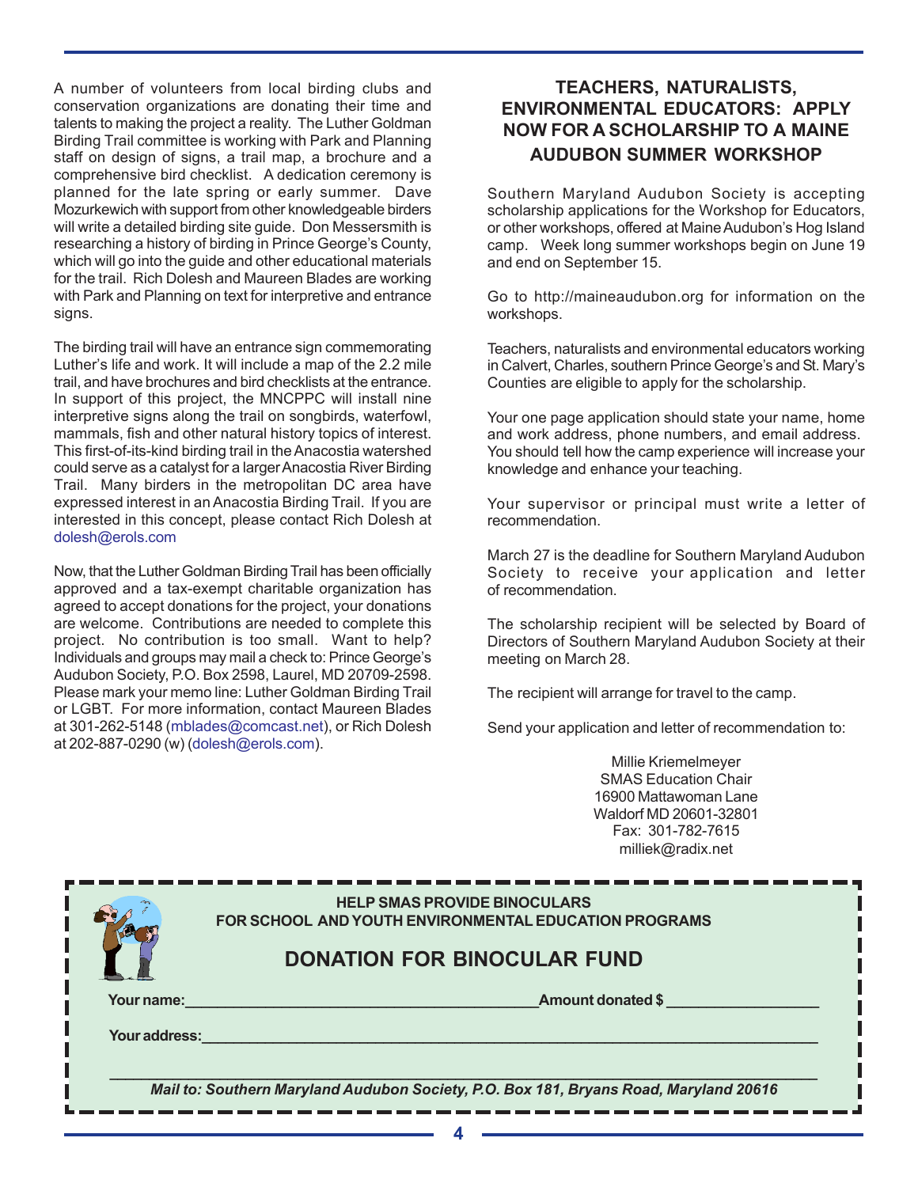A number of volunteers from local birding clubs and conservation organizations are donating their time and talents to making the project a reality. The Luther Goldman Birding Trail committee is working with Park and Planning staff on design of signs, a trail map, a brochure and a comprehensive bird checklist. A dedication ceremony is planned for the late spring or early summer. Dave Mozurkewich with support from other knowledgeable birders will write a detailed birding site guide. Don Messersmith is researching a history of birding in Prince George's County, which will go into the guide and other educational materials for the trail. Rich Dolesh and Maureen Blades are working with Park and Planning on text for interpretive and entrance signs.

The birding trail will have an entrance sign commemorating Luther's life and work. It will include a map of the 2.2 mile trail, and have brochures and bird checklists at the entrance. In support of this project, the MNCPPC will install nine interpretive signs along the trail on songbirds, waterfowl, mammals, fish and other natural history topics of interest. This first-of-its-kind birding trail in the Anacostia watershed could serve as a catalyst for a larger Anacostia River Birding Trail. Many birders in the metropolitan DC area have expressed interest in an Anacostia Birding Trail. If you are interested in this concept, please contact Rich Dolesh at dolesh@erols.com

Now, that the Luther Goldman Birding Trail has been officially approved and a tax-exempt charitable organization has agreed to accept donations for the project, your donations are welcome. Contributions are needed to complete this project. No contribution is too small. Want to help? Individuals and groups may mail a check to: Prince George's Audubon Society, P.O. Box 2598, Laurel, MD 20709-2598. Please mark your memo line: Luther Goldman Birding Trail or LGBT. For more information, contact Maureen Blades at 301-262-5148 (mblades@comcast.net), or Rich Dolesh at 202-887-0290 (w) (dolesh@erols.com).

## TEACHERS, NATURALISTS, ENVIRONMENTAL EDUCATORS: APPLY NOW FOR A SCHOLARSHIP TO A MAINE AUDUBON SUMMER WORKSHOP

Southern Maryland Audubon Society is accepting scholarship applications for the Workshop for Educators, or other workshops, offered at Maine Audubon's Hog Island camp. Week long summer workshops begin on June 19 and end on September 15.

Go to http://maineaudubon.org for information on the workshops.

Teachers, naturalists and environmental educators working in Calvert, Charles, southern Prince George's and St. Mary's Counties are eligible to apply for the scholarship.

Your one page application should state your name, home and work address, phone numbers, and email address. You should tell how the camp experience will increase your knowledge and enhance your teaching.

Your supervisor or principal must write a letter of recommendation.

March 27 is the deadline for Southern Maryland Audubon Society to receive your application and letter of recommendation.

The scholarship recipient will be selected by Board of Directors of Southern Maryland Audubon Society at their meeting on March 28.

The recipient will arrange for travel to the camp.

Send your application and letter of recommendation to:

Millie Kriemelmeyer  
SMAS Education Chair  
16900 Mattawoman Lane  
Waldorf MD 20601-32801  
Fax: 301-782-7615  
milliek@radix.net

---

**HELP SMAS PROVIDE BINOCULARS FOR SCHOOL AND YOUTH ENVIRONMENTAL EDUCATION PROGRAMS**

## DONATION FOR BINOCULAR FUND

**Your name:**__________________________ **Amount donated $** ______________

**Your address:**______________________________________________

______________________________________________

***Mail to: Southern Maryland Audubon Society, P.O. Box 181, Bryans Road, Maryland 20616***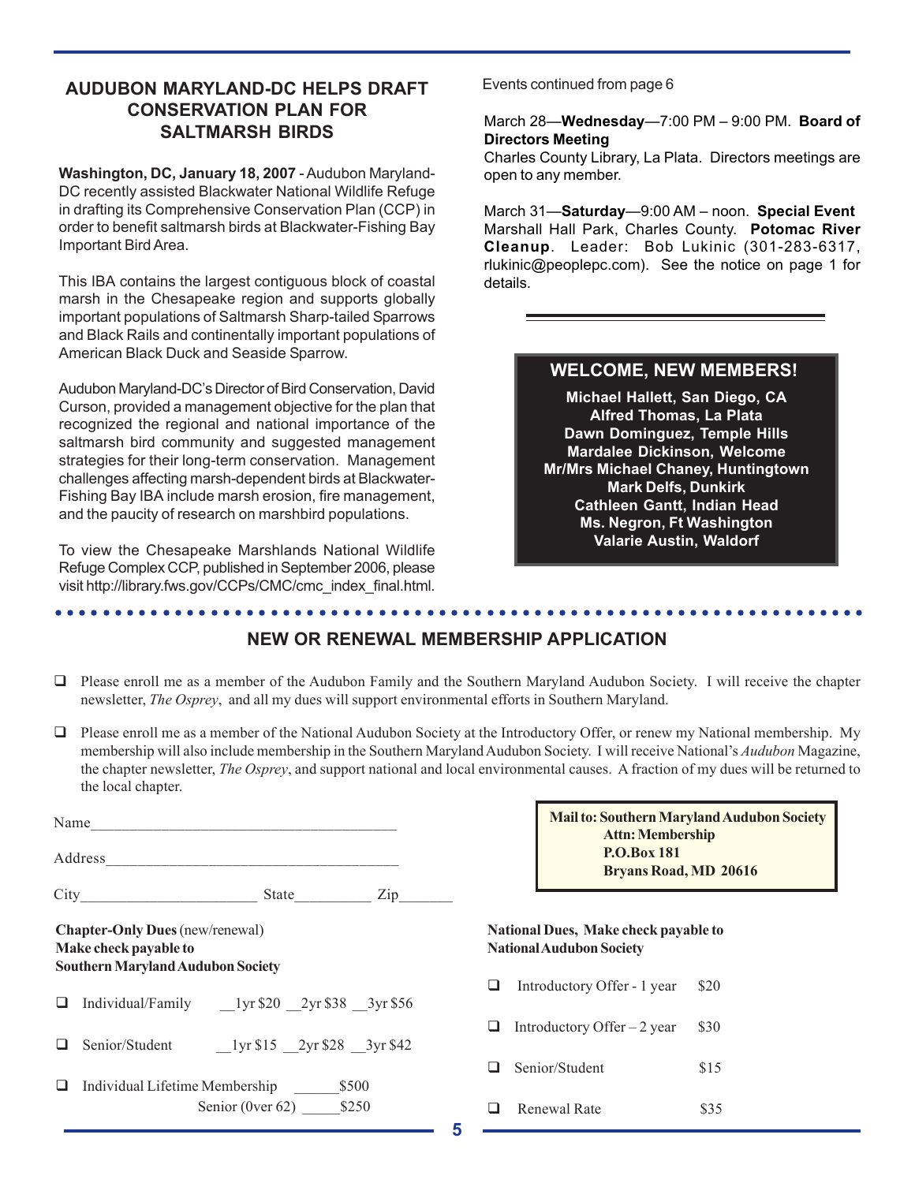## AUDUBON MARYLAND-DC HELPS DRAFT CONSERVATION PLAN FOR SALTMARSH BIRDS

**Washington, DC, January 18, 2007** - Audubon Maryland-DC recently assisted Blackwater National Wildlife Refuge in drafting its Comprehensive Conservation Plan (CCP) in order to benefit saltmarsh birds at Blackwater-Fishing Bay Important Bird Area.

This IBA contains the largest contiguous block of coastal marsh in the Chesapeake region and supports globally important populations of Saltmarsh Sharp-tailed Sparrows and Black Rails and continentally important populations of American Black Duck and Seaside Sparrow.

Audubon Maryland-DC's Director of Bird Conservation, David Curson, provided a management objective for the plan that recognized the regional and national importance of the saltmarsh bird community and suggested management strategies for their long-term conservation. Management challenges affecting marsh-dependent birds at Blackwater-Fishing Bay IBA include marsh erosion, fire management, and the paucity of research on marshbird populations.

To view the Chesapeake Marshlands National Wildlife Refuge Complex CCP, published in September 2006, please visit http://library.fws.gov/CCPs/CMC/cmc_index_final.html.

Events continued from page 6

March 28—**Wednesday**—7:00 PM – 9:00 PM. **Board of Directors Meeting**
Charles County Library, La Plata. Directors meetings are open to any member.

March 31—**Saturday**—9:00 AM – noon. **Special Event**
Marshall Hall Park, Charles County. **Potomac River Cleanup**. Leader: Bob Lukinic (301-283-6317, rlukinic@peoplepc.com). See the notice on page 1 for details.

### WELCOME, NEW MEMBERS!

**Michael Hallett, San Diego, CA**
**Alfred Thomas, La Plata**
**Dawn Dominguez, Temple Hills**
**Mardalee Dickinson, Welcome**
**Mr/Mrs Michael Chaney, Huntingtown**
**Mark Delfs, Dunkirk**
**Cathleen Gantt, Indian Head**
**Ms. Negron, Ft Washington**
**Valarie Austin, Waldorf**

## NEW OR RENEWAL MEMBERSHIP APPLICATION

- ❑ Please enroll me as a member of the Audubon Family and the Southern Maryland Audubon Society. I will receive the chapter newsletter, *The Osprey*, and all my dues will support environmental efforts in Southern Maryland.
- ❑ Please enroll me as a member of the National Audubon Society at the Introductory Offer, or renew my National membership. My membership will also include membership in the Southern Maryland Audubon Society. I will receive National's *Audubon* Magazine, the chapter newsletter, *The Osprey*, and support national and local environmental causes. A fraction of my dues will be returned to the local chapter.

Name_______________________________________

Address_____________________________________

City______________________ State__________ Zip_______

**Mail to: Southern Maryland Audubon Society**
**Attn: Membership**
**P.O.Box 181**
**Bryans Road, MD 20616**

**Chapter-Only Dues** (new/renewal)
**Make check payable to**
**Southern Maryland Audubon Society**

- ❑ Individual/Family __1yr $20 __2yr $38 __3yr $56
- ❑ Senior/Student __1yr $15 __2yr $28 __3yr $42
- ❑ Individual Lifetime Membership ______$500
  Senior (0ver 62) _____$250

**National Dues, Make check payable to National Audubon Society**

- ❑ Introductory Offer - 1 year $20
- ❑ Introductory Offer – 2 year $30
- ❑ Senior/Student $15
- ❑ Renewal Rate $35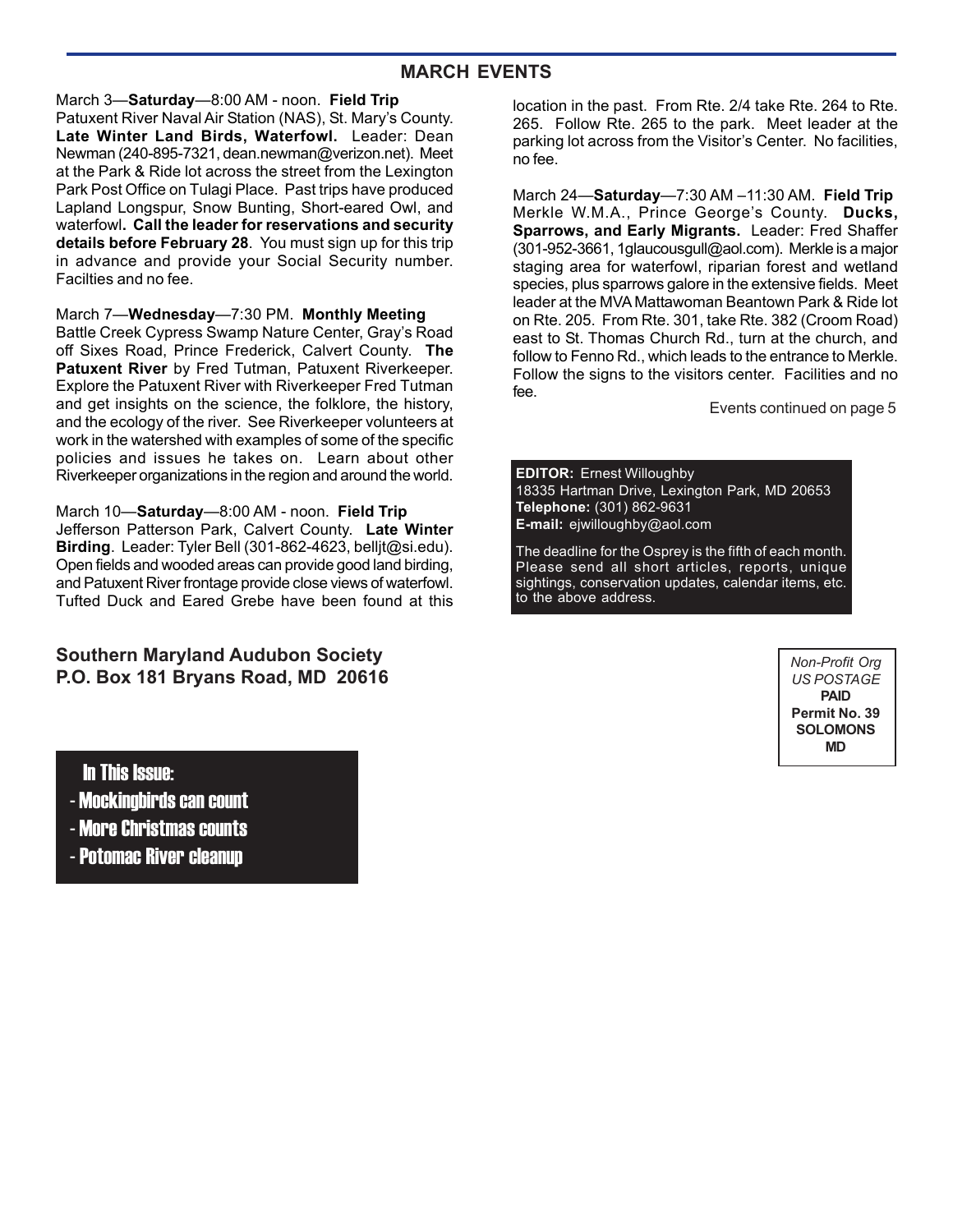## MARCH EVENTS

March 3—**Saturday**—8:00 AM - noon. **Field Trip**
Patuxent River Naval Air Station (NAS), St. Mary's County. **Late Winter Land Birds, Waterfowl.** Leader: Dean Newman (240-895-7321, dean.newman@verizon.net). Meet at the Park & Ride lot across the street from the Lexington Park Post Office on Tulagi Place. Past trips have produced Lapland Longspur, Snow Bunting, Short-eared Owl, and waterfowl**. Call the leader for reservations and security details before February 28**. You must sign up for this trip in advance and provide your Social Security number. Facilties and no fee.

March 7—**Wednesday**—7:30 PM. **Monthly Meeting**
Battle Creek Cypress Swamp Nature Center, Gray's Road off Sixes Road, Prince Frederick, Calvert County. **The Patuxent River** by Fred Tutman, Patuxent Riverkeeper. Explore the Patuxent River with Riverkeeper Fred Tutman and get insights on the science, the folklore, the history, and the ecology of the river. See Riverkeeper volunteers at work in the watershed with examples of some of the specific policies and issues he takes on. Learn about other Riverkeeper organizations in the region and around the world.

March 10—**Saturday**—8:00 AM - noon. **Field Trip**
Jefferson Patterson Park, Calvert County. **Late Winter Birding**. Leader: Tyler Bell (301-862-4623, belljt@si.edu). Open fields and wooded areas can provide good land birding, and Patuxent River frontage provide close views of waterfowl. Tufted Duck and Eared Grebe have been found at this location in the past. From Rte. 2/4 take Rte. 264 to Rte. 265. Follow Rte. 265 to the park. Meet leader at the parking lot across from the Visitor's Center. No facilities, no fee.

March 24—**Saturday**—7:30 AM –11:30 AM. **Field Trip**
Merkle W.M.A., Prince George's County. **Ducks, Sparrows, and Early Migrants.** Leader: Fred Shaffer (301-952-3661, 1glaucousgull@aol.com). Merkle is a major staging area for waterfowl, riparian forest and wetland species, plus sparrows galore in the extensive fields. Meet leader at the MVA Mattawoman Beantown Park & Ride lot on Rte. 205. From Rte. 301, take Rte. 382 (Croom Road) east to St. Thomas Church Rd., turn at the church, and follow to Fenno Rd., which leads to the entrance to Merkle. Follow the signs to the visitors center. Facilities and no fee.

Events continued on page 5

**EDITOR:** Ernest Willoughby
18335 Hartman Drive, Lexington Park, MD 20653
**Telephone:** (301) 862-9631
**E-mail:** ejwilloughby@aol.com

The deadline for the Osprey is the fifth of each month. Please send all short articles, reports, unique sightings, conservation updates, calendar items, etc. to the above address.

**Southern Maryland Audubon Society**
**P.O. Box 181 Bryans Road, MD 20616**

*Non-Profit Org*
*US POSTAGE*
**PAID**
**Permit No. 39**
**SOLOMONS**
**MD**

**In This Issue:**
- Mockingbirds can count
- More Christmas counts
- Potomac River cleanup